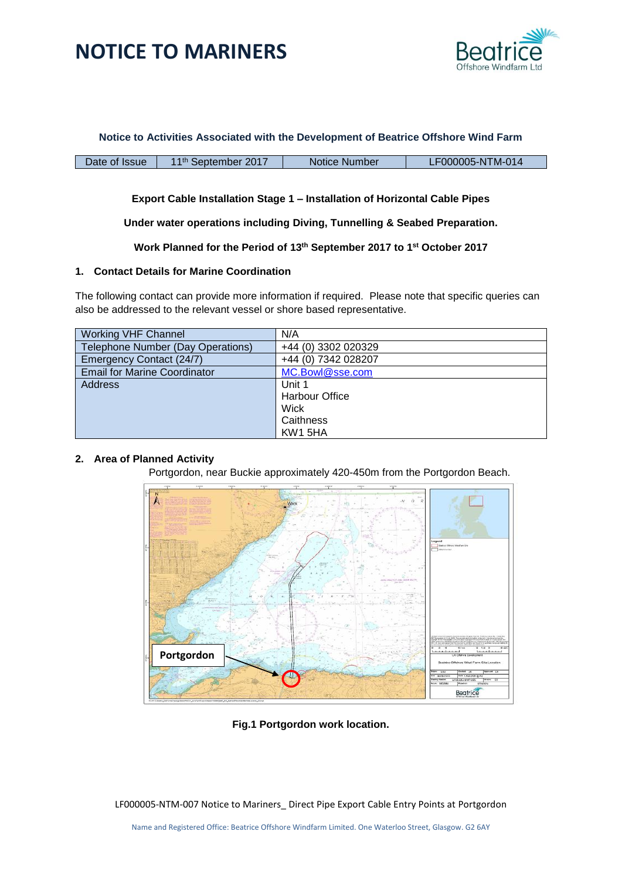# NOTICE TO MARINERS

**Notice to Activities Associated with the Development of Beatrice Offshore Wind Farm**

| Date of Issue | 11th September 2017 | Notice Number | LF000005-NTM-014 |
|---|---|---|---|

**Export Cable Installation Stage 1 – Installation of Horizontal Cable Pipes**

**Under water operations including Diving, Tunnelling & Seabed Preparation.**

**Work Planned for the Period of 13th September 2017 to 1st October 2017**

## 1. Contact Details for Marine Coordination

The following contact can provide more information if required. Please note that specific queries can also be addressed to the relevant vessel or shore based representative.

| Working VHF Channel | N/A |
|---|---|
| Telephone Number (Day Operations) | +44 (0) 3302 020329 |
| Emergency Contact (24/7) | +44 (0) 7342 028207 |
| Email for Marine Coordinator | MC.Bowl@sse.com |
| Address | Unit 1<br>Harbour Office<br>Wick<br>Caithness<br>KW1 5HA |

## 2. Area of Planned Activity

Portgordon, near Buckie approximately 420-450m from the Portgordon Beach.

**Fig.1 Portgordon work location.**

LF000005-NTM-007 Notice to Mariners_ Direct Pipe Export Cable Entry Points at Portgordon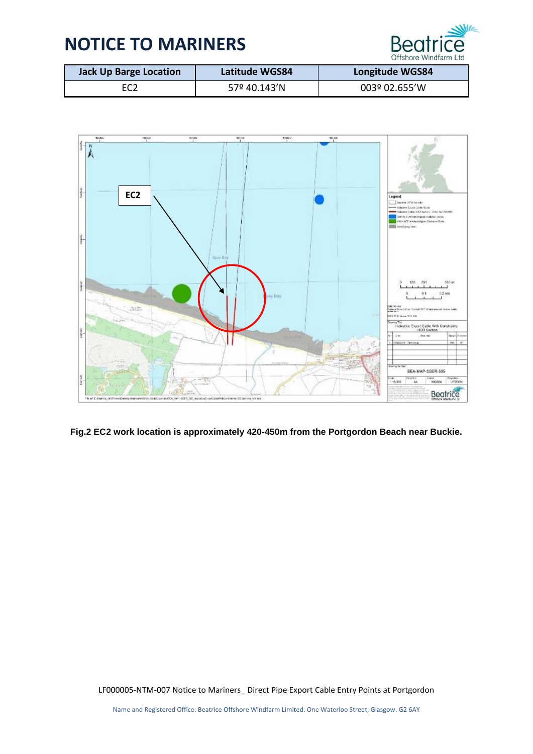# NOTICE TO MARINERS

| Jack Up Barge Location | Latitude WGS84 | Longitude WGS84 |
|---|---|---|
| EC2 | 57º 40.143'N | 003º 02.655'W |

**Fig.2 EC2 work location is approximately 420-450m from the Portgordon Beach near Buckie.**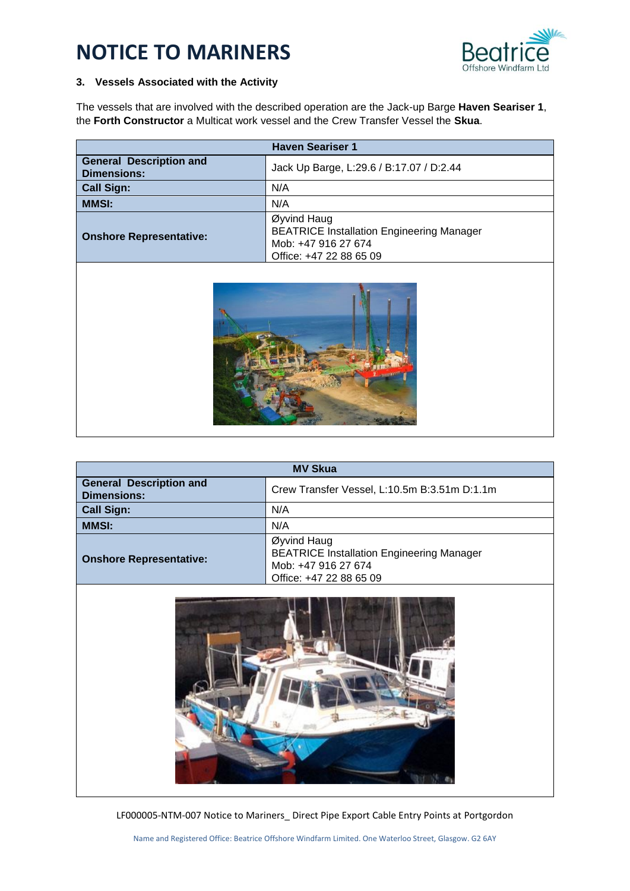### 3. Vessels Associated with the Activity

The vessels that are involved with the described operation are the Jack-up Barge **Haven Seariser 1**, the **Forth Constructor** a Multicat work vessel and the Crew Transfer Vessel the **Skua**.

| Haven Seariser 1 | |
|---|---|
| **General Description and Dimensions:** | Jack Up Barge, L:29.6 / B:17.07 / D:2.44 |
| **Call Sign:** | N/A |
| **MMSI:** | N/A |
| **Onshore Representative:** | Øyvind Haug<br>BEATRICE Installation Engineering Manager<br>Mob: +47 916 27 674<br>Office: +47 22 88 65 09 |

| MV Skua | |
|---|---|
| **General Description and Dimensions:** | Crew Transfer Vessel, L:10.5m B:3.51m D:1.1m |
| **Call Sign:** | N/A |
| **MMSI:** | N/A |
| **Onshore Representative:** | Øyvind Haug<br>BEATRICE Installation Engineering Manager<br>Mob: +47 916 27 674<br>Office: +47 22 88 65 09 |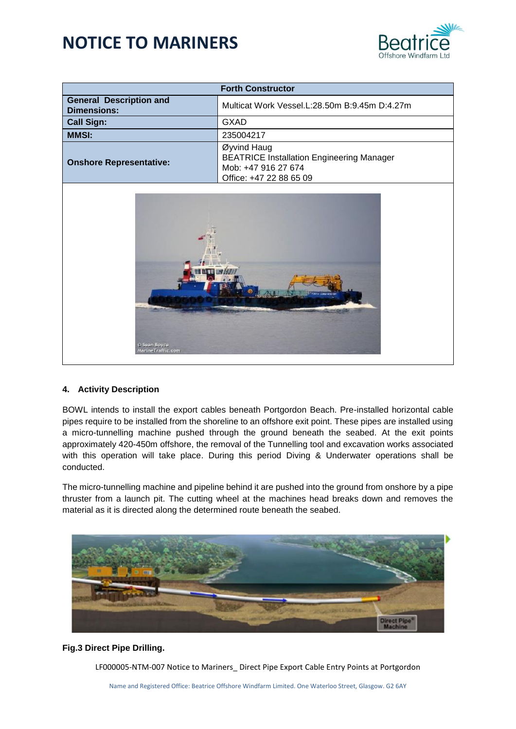# NOTICE TO MARINERS

| Forth Constructor | |
|---|---|
| **General Description and Dimensions:** | Multicat Work Vessel.L:28.50m B:9.45m D:4.27m |
| **Call Sign:** | GXAD |
| **MMSI:** | 235004217 |
| **Onshore Representative:** | Øyvind Haug<br>BEATRICE Installation Engineering Manager<br>Mob: +47 916 27 674<br>Office: +47 22 88 65 09 |

**4. Activity Description**

BOWL intends to install the export cables beneath Portgordon Beach. Pre-installed horizontal cable pipes require to be installed from the shoreline to an offshore exit point. These pipes are installed using a micro-tunnelling machine pushed through the ground beneath the seabed. At the exit points approximately 420-450m offshore, the removal of the Tunnelling tool and excavation works associated with this operation will take place. During this period Diving & Underwater operations shall be conducted.

The micro-tunnelling machine and pipeline behind it are pushed into the ground from onshore by a pipe thruster from a launch pit. The cutting wheel at the machines head breaks down and removes the material as it is directed along the determined route beneath the seabed.

**Fig.3 Direct Pipe Drilling.**

LF000005-NTM-007 Notice to Mariners_ Direct Pipe Export Cable Entry Points at Portgordon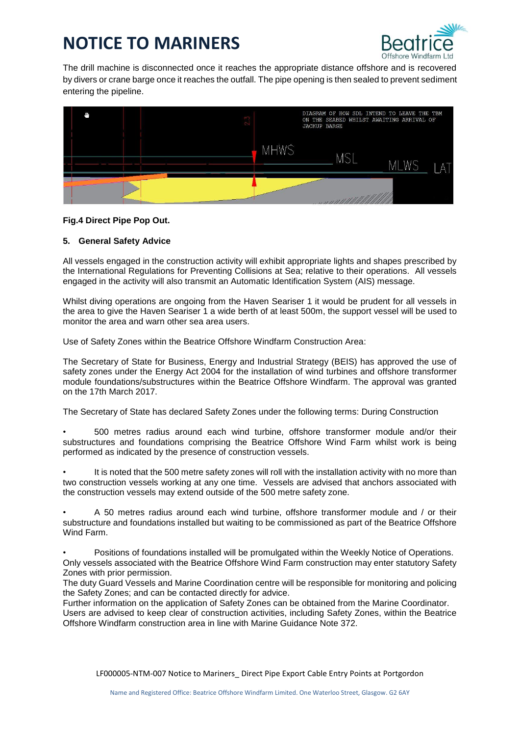The drill machine is disconnected once it reaches the appropriate distance offshore and is recovered by divers or crane barge once it reaches the outfall. The pipe opening is then sealed to prevent sediment entering the pipeline.

**Fig.4 Direct Pipe Pop Out.**

**5. General Safety Advice**

All vessels engaged in the construction activity will exhibit appropriate lights and shapes prescribed by the International Regulations for Preventing Collisions at Sea; relative to their operations. All vessels engaged in the activity will also transmit an Automatic Identification System (AIS) message.

Whilst diving operations are ongoing from the Haven Seariser 1 it would be prudent for all vessels in the area to give the Haven Seariser 1 a wide berth of at least 500m, the support vessel will be used to monitor the area and warn other sea area users.

Use of Safety Zones within the Beatrice Offshore Windfarm Construction Area:

The Secretary of State for Business, Energy and Industrial Strategy (BEIS) has approved the use of safety zones under the Energy Act 2004 for the installation of wind turbines and offshore transformer module foundations/substructures within the Beatrice Offshore Windfarm. The approval was granted on the 17th March 2017.

The Secretary of State has declared Safety Zones under the following terms: During Construction

- 500 metres radius around each wind turbine, offshore transformer module and/or their substructures and foundations comprising the Beatrice Offshore Wind Farm whilst work is being performed as indicated by the presence of construction vessels.
- It is noted that the 500 metre safety zones will roll with the installation activity with no more than two construction vessels working at any one time. Vessels are advised that anchors associated with the construction vessels may extend outside of the 500 metre safety zone.
- A 50 metres radius around each wind turbine, offshore transformer module and / or their substructure and foundations installed but waiting to be commissioned as part of the Beatrice Offshore Wind Farm.
- Positions of foundations installed will be promulgated within the Weekly Notice of Operations.

Only vessels associated with the Beatrice Offshore Wind Farm construction may enter statutory Safety Zones with prior permission.
The duty Guard Vessels and Marine Coordination centre will be responsible for monitoring and policing the Safety Zones; and can be contacted directly for advice.
Further information on the application of Safety Zones can be obtained from the Marine Coordinator.
Users are advised to keep clear of construction activities, including Safety Zones, within the Beatrice Offshore Windfarm construction area in line with Marine Guidance Note 372.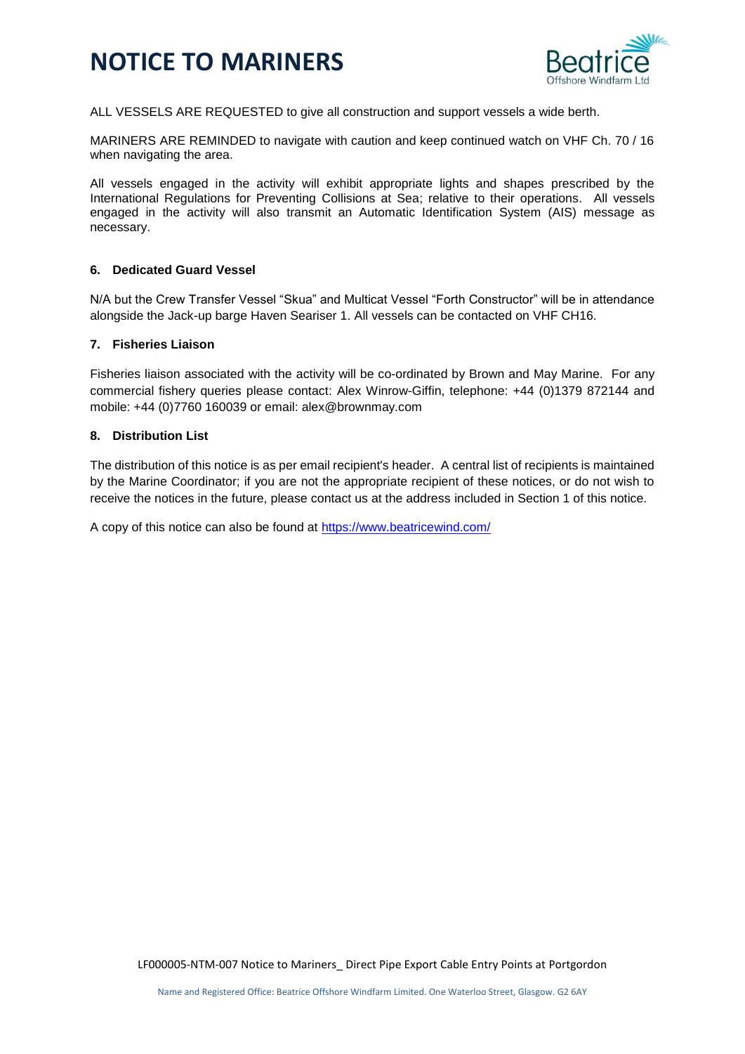ALL VESSELS ARE REQUESTED to give all construction and support vessels a wide berth.

MARINERS ARE REMINDED to navigate with caution and keep continued watch on VHF Ch. 70 / 16 when navigating the area.

All vessels engaged in the activity will exhibit appropriate lights and shapes prescribed by the International Regulations for Preventing Collisions at Sea; relative to their operations. All vessels engaged in the activity will also transmit an Automatic Identification System (AIS) message as necessary.

## 6. Dedicated Guard Vessel

N/A but the Crew Transfer Vessel "Skua" and Multicat Vessel "Forth Constructor" will be in attendance alongside the Jack-up barge Haven Seariser 1. All vessels can be contacted on VHF CH16.

## 7. Fisheries Liaison

Fisheries liaison associated with the activity will be co-ordinated by Brown and May Marine. For any commercial fishery queries please contact: Alex Winrow-Giffin, telephone: +44 (0)1379 872144 and mobile: +44 (0)7760 160039 or email: alex@brownmay.com

## 8. Distribution List

The distribution of this notice is as per email recipient's header. A central list of recipients is maintained by the Marine Coordinator; if you are not the appropriate recipient of these notices, or do not wish to receive the notices in the future, please contact us at the address included in Section 1 of this notice.

A copy of this notice can also be found at [https://www.beatricewind.com/](https://www.beatricewind.com/)